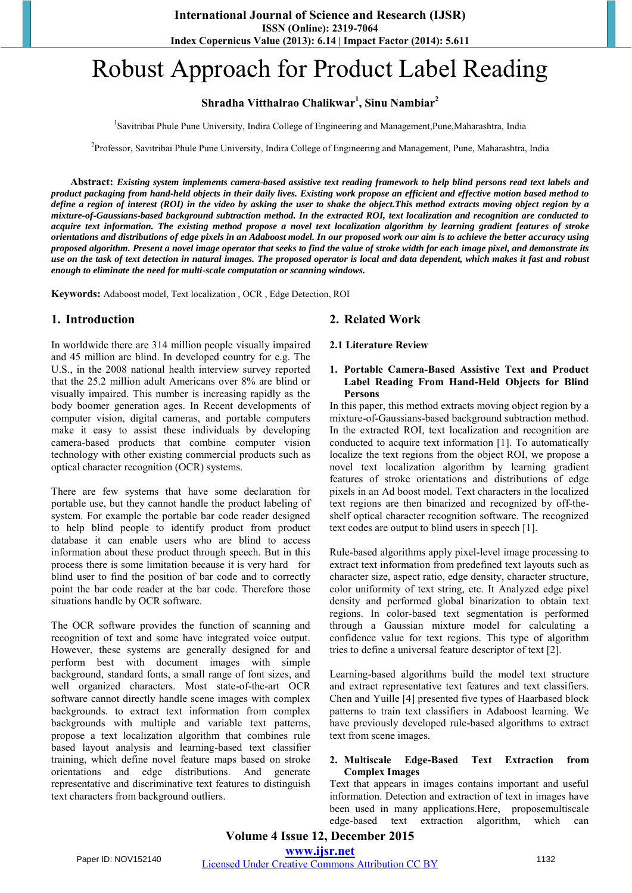# Robust Approach for Product Label Reading

**Shradha Vitthalrao Chalikwar[1], Sinu Nambiar[2]**

[1]Savitribai Phule Pune University, Indira College of Engineering and Management,Pune,Maharashtra, India

[2]Professor, Savitribai Phule Pune University, Indira College of Engineering and Management, Pune, Maharashtra, India

**Abstract:** ***Existing system implements camera-based assistive text reading framework to help blind persons read text labels and product packaging from hand-held objects in their daily lives. Existing work propose an efficient and effective motion based method to define a region of interest (ROI) in the video by asking the user to shake the object.This method extracts moving object region by a mixture-of-Gaussians-based background subtraction method. In the extracted ROI, text localization and recognition are conducted to acquire text information. The existing method propose a novel text localization algorithm by learning gradient features of stroke orientations and distributions of edge pixels in an Adaboost model. In our proposed work our aim is to achieve the better accuracy using proposed algorithm. Present a novel image operator that seeks to find the value of stroke width for each image pixel, and demonstrate its use on the task of text detection in natural images. The proposed operator is local and data dependent, which makes it fast and robust enough to eliminate the need for multi-scale computation or scanning windows.***

**Keywords:** Adaboost model, Text localization , OCR , Edge Detection, ROI

## 1. Introduction

In worldwide there are 314 million people visually impaired and 45 million are blind. In developed country for e.g. The U.S., in the 2008 national health interview survey reported that the 25.2 million adult Americans over 8% are blind or visually impaired. This number is increasing rapidly as the body boomer generation ages. In Recent developments of computer vision, digital cameras, and portable computers make it easy to assist these individuals by developing camera-based products that combine computer vision technology with other existing commercial products such as optical character recognition (OCR) systems.

There are few systems that have some declaration for portable use, but they cannot handle the product labeling of system. For example the portable bar code reader designed to help blind people to identify product from product database it can enable users who are blind to access information about these product through speech. But in this process there is some limitation because it is very hard for blind user to find the position of bar code and to correctly point the bar code reader at the bar code. Therefore those situations handle by OCR software.

The OCR software provides the function of scanning and recognition of text and some have integrated voice output. However, these systems are generally designed for and perform best with document images with simple background, standard fonts, a small range of font sizes, and well organized characters. Most state-of-the-art OCR software cannot directly handle scene images with complex backgrounds. to extract text information from complex backgrounds with multiple and variable text patterns, propose a text localization algorithm that combines rule based layout analysis and learning-based text classifier training, which define novel feature maps based on stroke orientations and edge distributions. And generate representative and discriminative text features to distinguish text characters from background outliers.

## 2. Related Work

### 2.1 Literature Review

**1. Portable Camera-Based Assistive Text and Product Label Reading From Hand-Held Objects for Blind Persons**

In this paper, this method extracts moving object region by a mixture-of-Gaussians-based background subtraction method. In the extracted ROI, text localization and recognition are conducted to acquire text information [1]. To automatically localize the text regions from the object ROI, we propose a novel text localization algorithm by learning gradient features of stroke orientations and distributions of edge pixels in an Ad boost model. Text characters in the localized text regions are then binarized and recognized by off-the-shelf optical character recognition software. The recognized text codes are output to blind users in speech [1].

Rule-based algorithms apply pixel-level image processing to extract text information from predefined text layouts such as character size, aspect ratio, edge density, character structure, color uniformity of text string, etc. It Analyzed edge pixel density and performed global binarization to obtain text regions. In color-based text segmentation is performed through a Gaussian mixture model for calculating a confidence value for text regions. This type of algorithm tries to define a universal feature descriptor of text [2].

Learning-based algorithms build the model text structure and extract representative text features and text classifiers. Chen and Yuille [4] presented five types of Haarbased block patterns to train text classifiers in Adaboost learning. We have previously developed rule-based algorithms to extract text from scene images.

**2. Multiscale Edge-Based Text Extraction from Complex Images**

Text that appears in images contains important and useful information. Detection and extraction of text in images have been used in many applications.Here, proposemultiscale edge-based text extraction algorithm, which can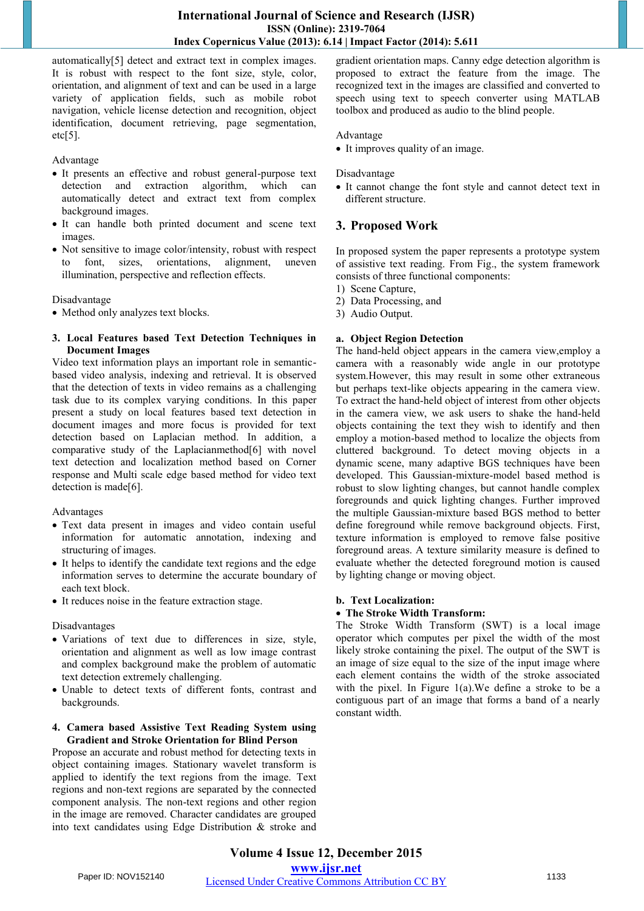automatically[5] detect and extract text in complex images. It is robust with respect to the font size, style, color, orientation, and alignment of text and can be used in a large variety of application fields, such as mobile robot navigation, vehicle license detection and recognition, object identification, document retrieving, page segmentation, etc[5].

Advantage

- It presents an effective and robust general-purpose text detection and extraction algorithm, which can automatically detect and extract text from complex background images.
- It can handle both printed document and scene text images.
- Not sensitive to image color/intensity, robust with respect to font, sizes, orientations, alignment, uneven illumination, perspective and reflection effects.

Disadvantage

- Method only analyzes text blocks.

### 3. Local Features based Text Detection Techniques in Document Images

Video text information plays an important role in semantic-based video analysis, indexing and retrieval. It is observed that the detection of texts in video remains as a challenging task due to its complex varying conditions. In this paper present a study on local features based text detection in document images and more focus is provided for text detection based on Laplacian method. In addition, a comparative study of the Laplacianmethod[6] with novel text detection and localization method based on Corner response and Multi scale edge based method for video text detection is made[6].

Advantages

- Text data present in images and video contain useful information for automatic annotation, indexing and structuring of images.
- It helps to identify the candidate text regions and the edge information serves to determine the accurate boundary of each text block.
- It reduces noise in the feature extraction stage.

Disadvantages

- Variations of text due to differences in size, style, orientation and alignment as well as low image contrast and complex background make the problem of automatic text detection extremely challenging.
- Unable to detect texts of different fonts, contrast and backgrounds.

### 4. Camera based Assistive Text Reading System using Gradient and Stroke Orientation for Blind Person

Propose an accurate and robust method for detecting texts in object containing images. Stationary wavelet transform is applied to identify the text regions from the image. Text regions and non-text regions are separated by the connected component analysis. The non-text regions and other region in the image are removed. Character candidates are grouped into text candidates using Edge Distribution & stroke and gradient orientation maps. Canny edge detection algorithm is proposed to extract the feature from the image. The recognized text in the images are classified and converted to speech using text to speech converter using MATLAB toolbox and produced as audio to the blind people.

Advantage

- It improves quality of an image.

Disadvantage

- It cannot change the font style and cannot detect text in different structure.

## 3. Proposed Work

In proposed system the paper represents a prototype system of assistive text reading. From Fig., the system framework consists of three functional components:

1) Scene Capture,
2) Data Processing, and
3) Audio Output.

### a. Object Region Detection

The hand-held object appears in the camera view,employ a camera with a reasonably wide angle in our prototype system.However, this may result in some other extraneous but perhaps text-like objects appearing in the camera view. To extract the hand-held object of interest from other objects in the camera view, we ask users to shake the hand-held objects containing the text they wish to identify and then employ a motion-based method to localize the objects from cluttered background. To detect moving objects in a dynamic scene, many adaptive BGS techniques have been developed. This Gaussian-mixture-model based method is robust to slow lighting changes, but cannot handle complex foregrounds and quick lighting changes. Further improved the multiple Gaussian-mixture based BGS method to better define foreground while remove background objects. First, texture information is employed to remove false positive foreground areas. A texture similarity measure is defined to evaluate whether the detected foreground motion is caused by lighting change or moving object.

### b. Text Localization:

- **The Stroke Width Transform:**

The Stroke Width Transform (SWT) is a local image operator which computes per pixel the width of the most likely stroke containing the pixel. The output of the SWT is an image of size equal to the size of the input image where each element contains the width of the stroke associated with the pixel. In Figure 1(a).We define a stroke to be a contiguous part of an image that forms a band of a nearly constant width.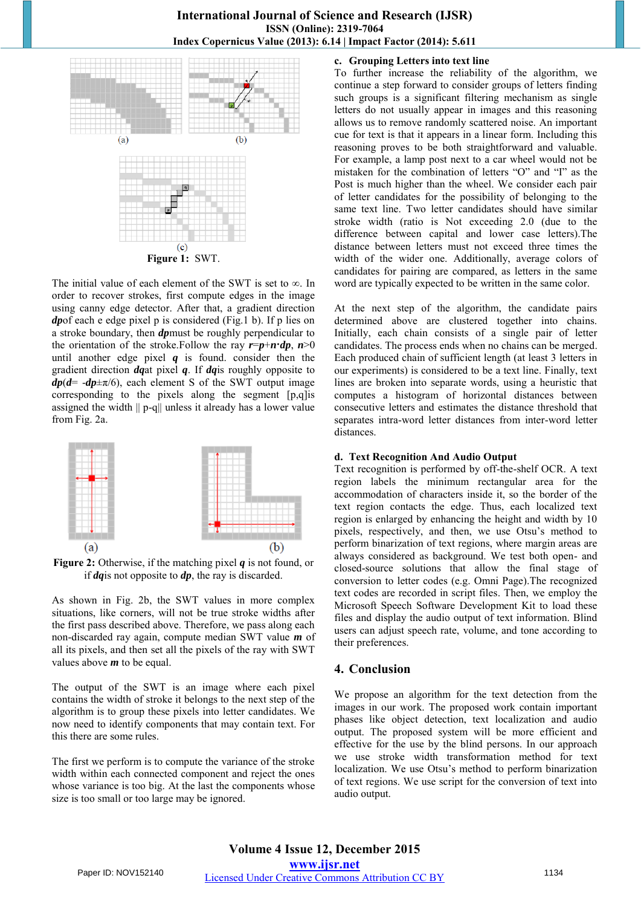(a) (b)

(c)

**Figure 1:** SWT.

The initial value of each element of the SWT is set to ∞. In order to recover strokes, first compute edges in the image using canny edge detector. After that, a gradient direction ***dp***of each e edge pixel p is considered (Fig.1 b). If p lies on a stroke boundary, then ***dp***must be roughly perpendicular to the orientation of the stroke.Follow the ray $\boldsymbol{r}=\boldsymbol{p}+\boldsymbol{n}\cdot\boldsymbol{dp}$, $\boldsymbol{n}>0$ until another edge pixel ***q*** is found. consider then the gradient direction ***dq***at pixel ***q***. If ***dq***is roughly opposite to $\boldsymbol{dp}(\boldsymbol{d}= -\boldsymbol{dp}\pm\pi/6)$, each element S of the SWT output image corresponding to the pixels along the segment [p,q]is assigned the width || p-q|| unless it already has a lower value from Fig. 2a.

(a) (b)

**Figure 2:** Otherwise, if the matching pixel ***q*** is not found, or if ***dq***is not opposite to ***dp***, the ray is discarded.

As shown in Fig. 2b, the SWT values in more complex situations, like corners, will not be true stroke widths after the first pass described above. Therefore, we pass along each non-discarded ray again, compute median SWT value ***m*** of all its pixels, and then set all the pixels of the ray with SWT values above ***m*** to be equal.

The output of the SWT is an image where each pixel contains the width of the stroke it belongs to the next step of the algorithm is to group these pixels into letter candidates. We now need to identify components that may contain text. For this there are some rules.

The first we perform is to compute the variance of the stroke width within each connected component and reject the ones whose variance is too big. At the last the components whose size is too small or too large may be ignored.

### c. Grouping Letters into text line

To further increase the reliability of the algorithm, we continue a step forward to consider groups of letters finding such groups is a significant filtering mechanism as single letters do not usually appear in images and this reasoning allows us to remove randomly scattered noise. An important cue for text is that it appears in a linear form. Including this reasoning proves to be both straightforward and valuable. For example, a lamp post next to a car wheel would not be mistaken for the combination of letters "O" and "I" as the Post is much higher than the wheel. We consider each pair of letter candidates for the possibility of belonging to the same text line. Two letter candidates should have similar stroke width (ratio is Not exceeding 2.0 (due to the difference between capital and lower case letters).The distance between letters must not exceed three times the width of the wider one. Additionally, average colors of candidates for pairing are compared, as letters in the same word are typically expected to be written in the same color.

At the next step of the algorithm, the candidate pairs determined above are clustered together into chains. Initially, each chain consists of a single pair of letter candidates. The process ends when no chains can be merged. Each produced chain of sufficient length (at least 3 letters in our experiments) is considered to be a text line. Finally, text lines are broken into separate words, using a heuristic that computes a histogram of horizontal distances between consecutive letters and estimates the distance threshold that separates intra-word letter distances from inter-word letter distances.

### d. Text Recognition And Audio Output

Text recognition is performed by off-the-shelf OCR. A text region labels the minimum rectangular area for the accommodation of characters inside it, so the border of the text region contacts the edge. Thus, each localized text region is enlarged by enhancing the height and width by 10 pixels, respectively, and then, we use Otsu's method to perform binarization of text regions, where margin areas are always considered as background. We test both open- and closed-source solutions that allow the final stage of conversion to letter codes (e.g. Omni Page).The recognized text codes are recorded in script files. Then, we employ the Microsoft Speech Software Development Kit to load these files and display the audio output of text information. Blind users can adjust speech rate, volume, and tone according to their preferences.

## 4. Conclusion

We propose an algorithm for the text detection from the images in our work. The proposed work contain important phases like object detection, text localization and audio output. The proposed system will be more efficient and effective for the use by the blind persons. In our approach we use stroke width transformation method for text localization. We use Otsu's method to perform binarization of text regions. We use script for the conversion of text into audio output.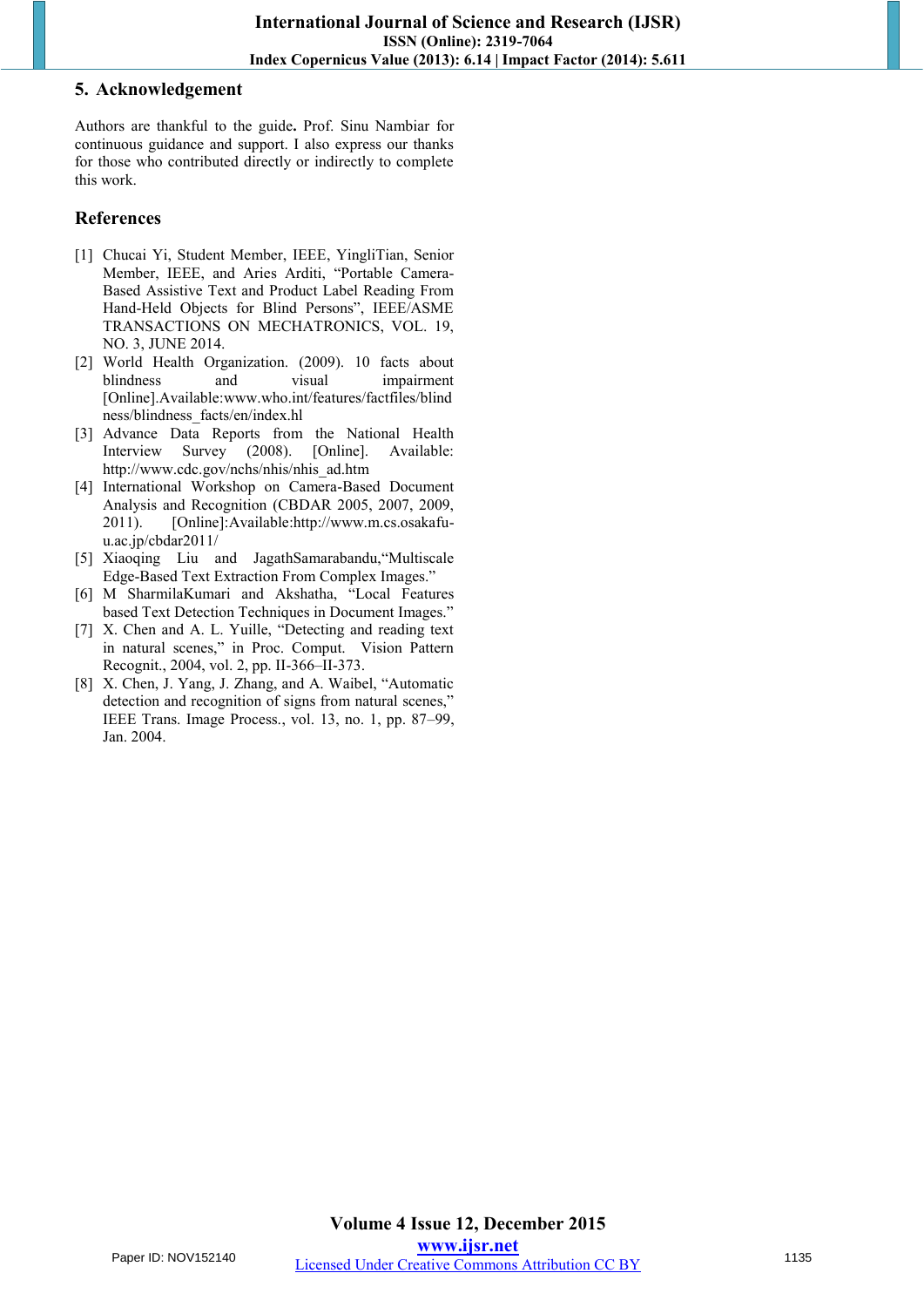## 5. Acknowledgement

Authors are thankful to the guide**.** Prof. Sinu Nambiar for continuous guidance and support. I also express our thanks for those who contributed directly or indirectly to complete this work.

## References

[1] Chucai Yi, Student Member, IEEE, YingliTian, Senior Member, IEEE, and Aries Arditi, "Portable Camera-Based Assistive Text and Product Label Reading From Hand-Held Objects for Blind Persons", IEEE/ASME TRANSACTIONS ON MECHATRONICS, VOL. 19, NO. 3, JUNE 2014.

[2] World Health Organization. (2009). 10 facts about blindness and visual impairment [Online].Available:www.who.int/features/factfiles/blindness/blindness_facts/en/index.hl

[3] Advance Data Reports from the National Health Interview Survey (2008). [Online]. Available: http://www.cdc.gov/nchs/nhis/nhis_ad.htm

[4] International Workshop on Camera-Based Document Analysis and Recognition (CBDAR 2005, 2007, 2009, 2011). [Online]:Available:http://www.m.cs.osakafu-u.ac.jp/cbdar2011/

[5] Xiaoqing Liu and JagathSamarabandu,"Multiscale Edge-Based Text Extraction From Complex Images."

[6] M SharmilaKumari and Akshatha, "Local Features based Text Detection Techniques in Document Images."

[7] X. Chen and A. L. Yuille, "Detecting and reading text in natural scenes," in Proc. Comput. Vision Pattern Recognit., 2004, vol. 2, pp. II-366–II-373.

[8] X. Chen, J. Yang, J. Zhang, and A. Waibel, "Automatic detection and recognition of signs from natural scenes," IEEE Trans. Image Process., vol. 13, no. 1, pp. 87–99, Jan. 2004.